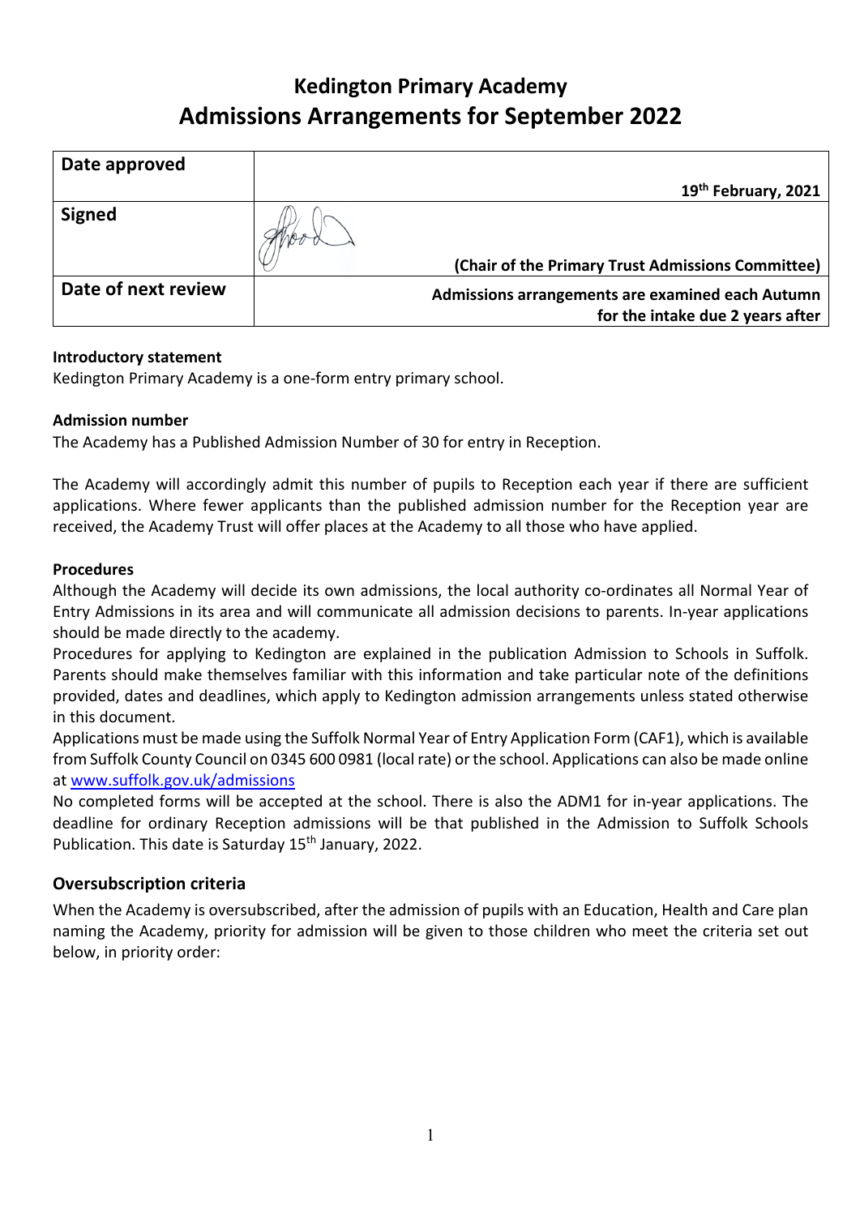# Kedington Primary Academy
# Admissions Arrangements for September 2022

| | |
|---|---|
| **Date approved** | **19th February, 2021** |
| **Signed** | **(Chair of the Primary Trust Admissions Committee)** |
| **Date of next review** | **Admissions arrangements are examined each Autumn for the intake due 2 years after** |

**Introductory statement**

Kedington Primary Academy is a one-form entry primary school.

**Admission number**

The Academy has a Published Admission Number of 30 for entry in Reception.

The Academy will accordingly admit this number of pupils to Reception each year if there are sufficient applications. Where fewer applicants than the published admission number for the Reception year are received, the Academy Trust will offer places at the Academy to all those who have applied.

**Procedures**

Although the Academy will decide its own admissions, the local authority co-ordinates all Normal Year of Entry Admissions in its area and will communicate all admission decisions to parents. In-year applications should be made directly to the academy.

Procedures for applying to Kedington are explained in the publication Admission to Schools in Suffolk. Parents should make themselves familiar with this information and take particular note of the definitions provided, dates and deadlines, which apply to Kedington admission arrangements unless stated otherwise in this document.

Applications must be made using the Suffolk Normal Year of Entry Application Form (CAF1), which is available from Suffolk County Council on 0345 600 0981 (local rate) or the school. Applications can also be made online at [www.suffolk.gov.uk/admissions](www.suffolk.gov.uk/admissions)

No completed forms will be accepted at the school. There is also the ADM1 for in-year applications. The deadline for ordinary Reception admissions will be that published in the Admission to Suffolk Schools Publication. This date is Saturday 15th January, 2022.

## Oversubscription criteria

When the Academy is oversubscribed, after the admission of pupils with an Education, Health and Care plan naming the Academy, priority for admission will be given to those children who meet the criteria set out below, in priority order: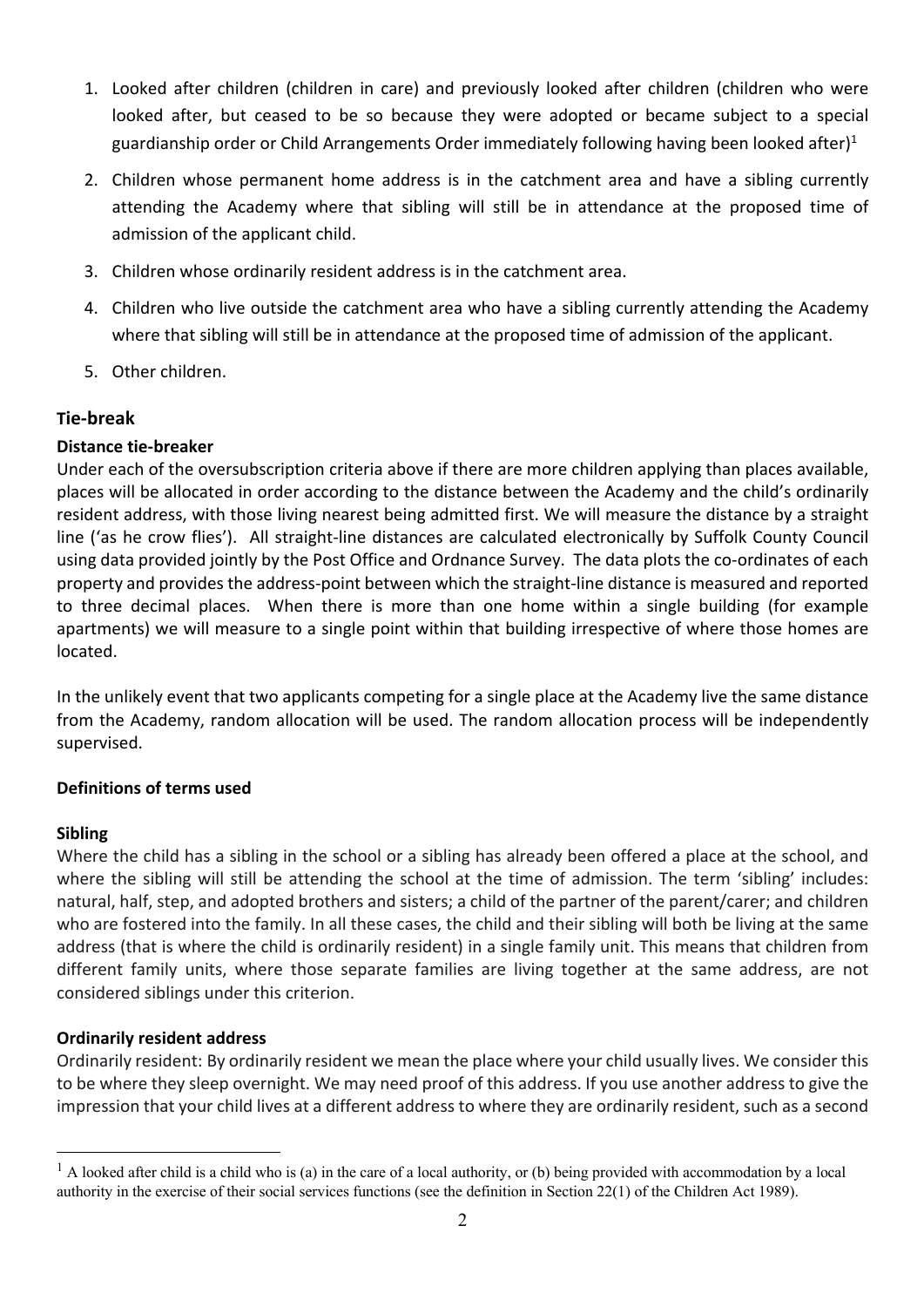1. Looked after children (children in care) and previously looked after children (children who were looked after, but ceased to be so because they were adopted or became subject to a special guardianship order or Child Arrangements Order immediately following having been looked after)[1]
2. Children whose permanent home address is in the catchment area and have a sibling currently attending the Academy where that sibling will still be in attendance at the proposed time of admission of the applicant child.
3. Children whose ordinarily resident address is in the catchment area.
4. Children who live outside the catchment area who have a sibling currently attending the Academy where that sibling will still be in attendance at the proposed time of admission of the applicant.
5. Other children.

## Tie-break

**Distance tie-breaker**

Under each of the oversubscription criteria above if there are more children applying than places available, places will be allocated in order according to the distance between the Academy and the child's ordinarily resident address, with those living nearest being admitted first. We will measure the distance by a straight line ('as he crow flies'). All straight-line distances are calculated electronically by Suffolk County Council using data provided jointly by the Post Office and Ordnance Survey. The data plots the co-ordinates of each property and provides the address-point between which the straight-line distance is measured and reported to three decimal places. When there is more than one home within a single building (for example apartments) we will measure to a single point within that building irrespective of where those homes are located.

In the unlikely event that two applicants competing for a single place at the Academy live the same distance from the Academy, random allocation will be used. The random allocation process will be independently supervised.

**Definitions of terms used**

**Sibling**

Where the child has a sibling in the school or a sibling has already been offered a place at the school, and where the sibling will still be attending the school at the time of admission. The term 'sibling' includes: natural, half, step, and adopted brothers and sisters; a child of the partner of the parent/carer; and children who are fostered into the family. In all these cases, the child and their sibling will both be living at the same address (that is where the child is ordinarily resident) in a single family unit. This means that children from different family units, where those separate families are living together at the same address, are not considered siblings under this criterion.

**Ordinarily resident address**

Ordinarily resident: By ordinarily resident we mean the place where your child usually lives. We consider this to be where they sleep overnight. We may need proof of this address. If you use another address to give the impression that your child lives at a different address to where they are ordinarily resident, such as a second

[1] A looked after child is a child who is (a) in the care of a local authority, or (b) being provided with accommodation by a local authority in the exercise of their social services functions (see the definition in Section 22(1) of the Children Act 1989).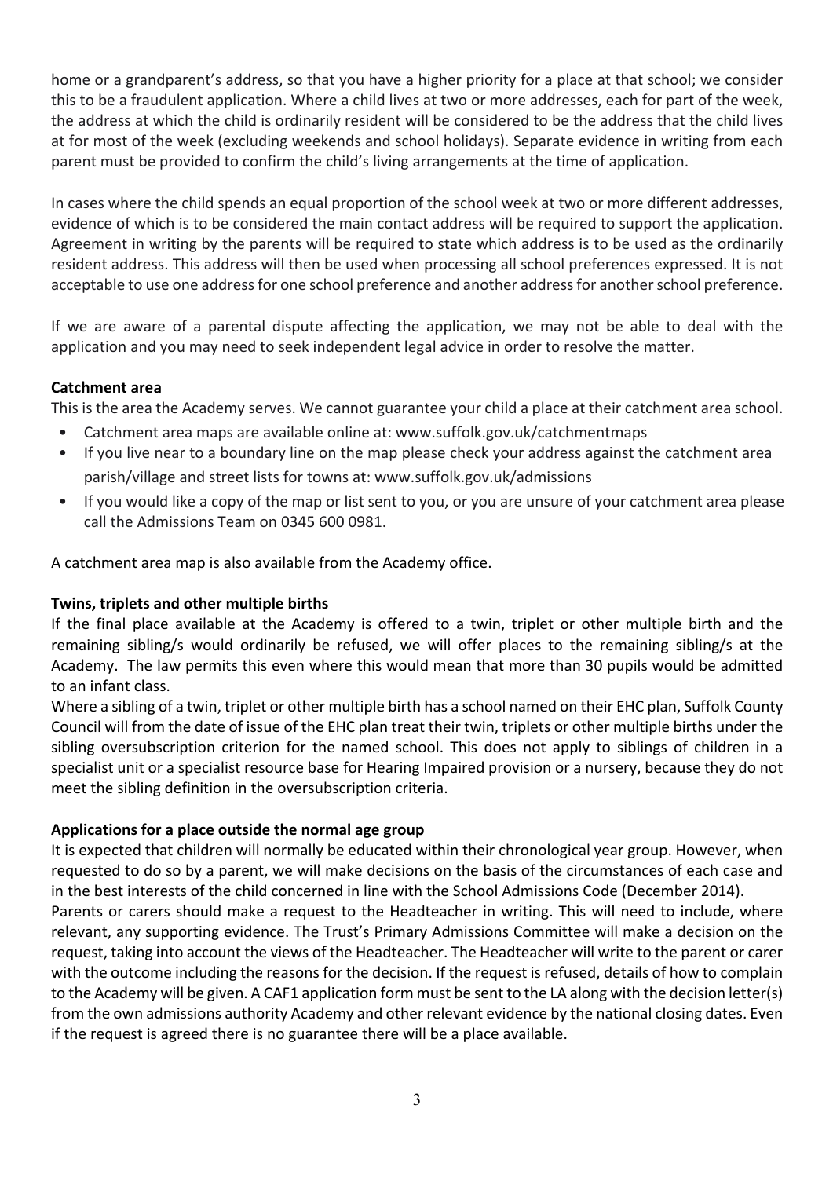home or a grandparent's address, so that you have a higher priority for a place at that school; we consider this to be a fraudulent application. Where a child lives at two or more addresses, each for part of the week, the address at which the child is ordinarily resident will be considered to be the address that the child lives at for most of the week (excluding weekends and school holidays). Separate evidence in writing from each parent must be provided to confirm the child's living arrangements at the time of application.

In cases where the child spends an equal proportion of the school week at two or more different addresses, evidence of which is to be considered the main contact address will be required to support the application. Agreement in writing by the parents will be required to state which address is to be used as the ordinarily resident address. This address will then be used when processing all school preferences expressed. It is not acceptable to use one address for one school preference and another address for another school preference.

If we are aware of a parental dispute affecting the application, we may not be able to deal with the application and you may need to seek independent legal advice in order to resolve the matter.

**Catchment area**

This is the area the Academy serves. We cannot guarantee your child a place at their catchment area school.

- Catchment area maps are available online at: www.suffolk.gov.uk/catchmentmaps
- If you live near to a boundary line on the map please check your address against the catchment area parish/village and street lists for towns at: www.suffolk.gov.uk/admissions
- If you would like a copy of the map or list sent to you, or you are unsure of your catchment area please call the Admissions Team on 0345 600 0981.

A catchment area map is also available from the Academy office.

**Twins, triplets and other multiple births**

If the final place available at the Academy is offered to a twin, triplet or other multiple birth and the remaining sibling/s would ordinarily be refused, we will offer places to the remaining sibling/s at the Academy. The law permits this even where this would mean that more than 30 pupils would be admitted to an infant class.

Where a sibling of a twin, triplet or other multiple birth has a school named on their EHC plan, Suffolk County Council will from the date of issue of the EHC plan treat their twin, triplets or other multiple births under the sibling oversubscription criterion for the named school. This does not apply to siblings of children in a specialist unit or a specialist resource base for Hearing Impaired provision or a nursery, because they do not meet the sibling definition in the oversubscription criteria.

**Applications for a place outside the normal age group**

It is expected that children will normally be educated within their chronological year group. However, when requested to do so by a parent, we will make decisions on the basis of the circumstances of each case and in the best interests of the child concerned in line with the School Admissions Code (December 2014).

Parents or carers should make a request to the Headteacher in writing. This will need to include, where relevant, any supporting evidence. The Trust's Primary Admissions Committee will make a decision on the request, taking into account the views of the Headteacher. The Headteacher will write to the parent or carer with the outcome including the reasons for the decision. If the request is refused, details of how to complain to the Academy will be given. A CAF1 application form must be sent to the LA along with the decision letter(s) from the own admissions authority Academy and other relevant evidence by the national closing dates. Even if the request is agreed there is no guarantee there will be a place available.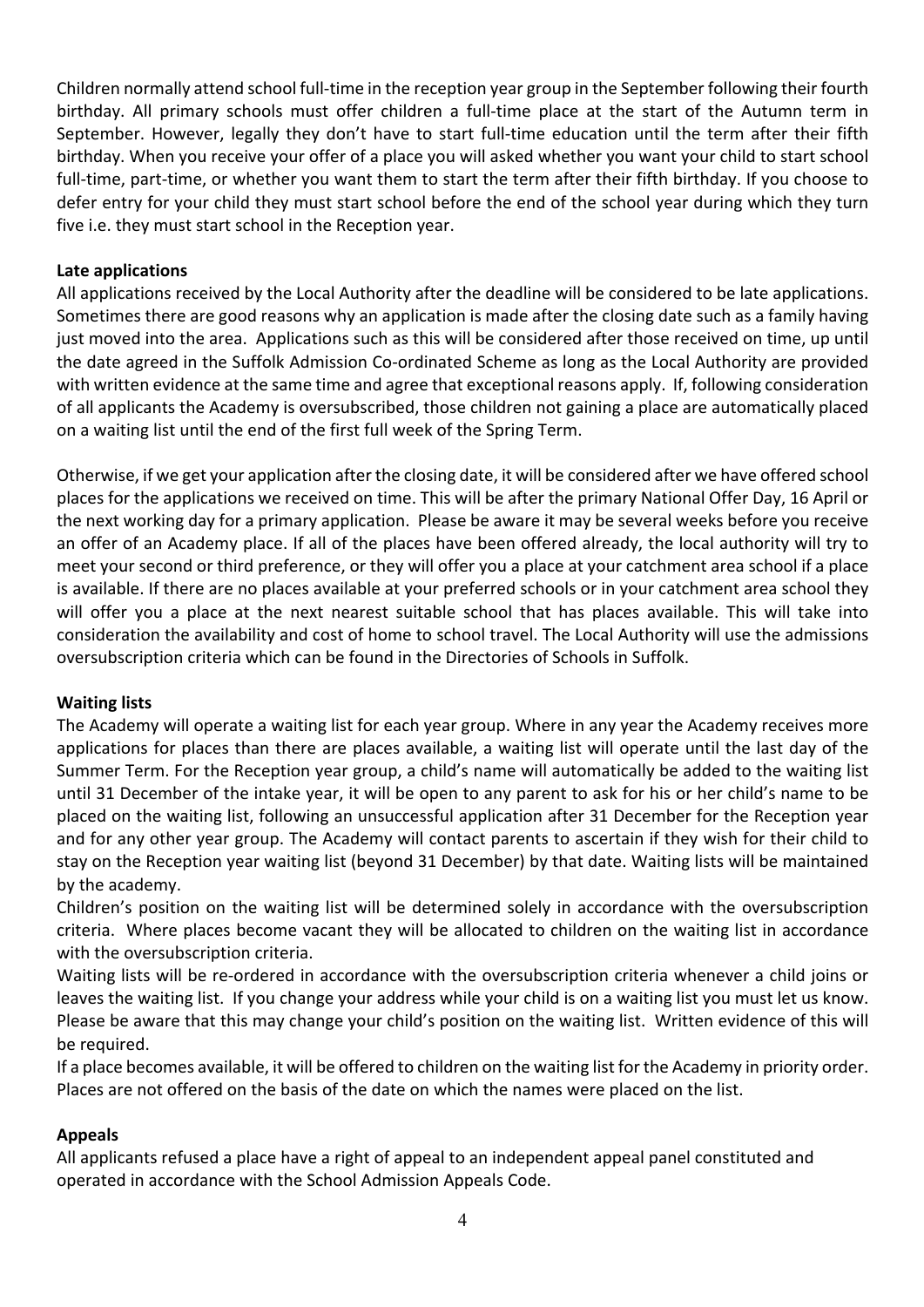Children normally attend school full-time in the reception year group in the September following their fourth birthday. All primary schools must offer children a full-time place at the start of the Autumn term in September. However, legally they don't have to start full-time education until the term after their fifth birthday. When you receive your offer of a place you will asked whether you want your child to start school full-time, part-time, or whether you want them to start the term after their fifth birthday. If you choose to defer entry for your child they must start school before the end of the school year during which they turn five i.e. they must start school in the Reception year.

**Late applications**

All applications received by the Local Authority after the deadline will be considered to be late applications. Sometimes there are good reasons why an application is made after the closing date such as a family having just moved into the area. Applications such as this will be considered after those received on time, up until the date agreed in the Suffolk Admission Co-ordinated Scheme as long as the Local Authority are provided with written evidence at the same time and agree that exceptional reasons apply. If, following consideration of all applicants the Academy is oversubscribed, those children not gaining a place are automatically placed on a waiting list until the end of the first full week of the Spring Term.

Otherwise, if we get your application after the closing date, it will be considered after we have offered school places for the applications we received on time. This will be after the primary National Offer Day, 16 April or the next working day for a primary application. Please be aware it may be several weeks before you receive an offer of an Academy place. If all of the places have been offered already, the local authority will try to meet your second or third preference, or they will offer you a place at your catchment area school if a place is available. If there are no places available at your preferred schools or in your catchment area school they will offer you a place at the next nearest suitable school that has places available. This will take into consideration the availability and cost of home to school travel. The Local Authority will use the admissions oversubscription criteria which can be found in the Directories of Schools in Suffolk.

**Waiting lists**

The Academy will operate a waiting list for each year group. Where in any year the Academy receives more applications for places than there are places available, a waiting list will operate until the last day of the Summer Term. For the Reception year group, a child's name will automatically be added to the waiting list until 31 December of the intake year, it will be open to any parent to ask for his or her child's name to be placed on the waiting list, following an unsuccessful application after 31 December for the Reception year and for any other year group. The Academy will contact parents to ascertain if they wish for their child to stay on the Reception year waiting list (beyond 31 December) by that date. Waiting lists will be maintained by the academy.

Children's position on the waiting list will be determined solely in accordance with the oversubscription criteria. Where places become vacant they will be allocated to children on the waiting list in accordance with the oversubscription criteria.

Waiting lists will be re-ordered in accordance with the oversubscription criteria whenever a child joins or leaves the waiting list. If you change your address while your child is on a waiting list you must let us know. Please be aware that this may change your child's position on the waiting list. Written evidence of this will be required.

If a place becomes available, it will be offered to children on the waiting list for the Academy in priority order. Places are not offered on the basis of the date on which the names were placed on the list.

**Appeals**

All applicants refused a place have a right of appeal to an independent appeal panel constituted and operated in accordance with the School Admission Appeals Code.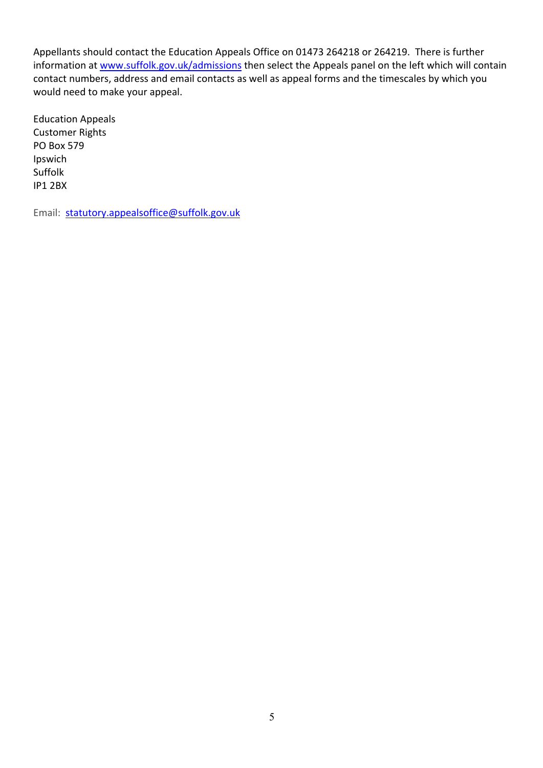Appellants should contact the Education Appeals Office on 01473 264218 or 264219. There is further information at www.suffolk.gov.uk/admissions then select the Appeals panel on the left which will contain contact numbers, address and email contacts as well as appeal forms and the timescales by which you would need to make your appeal.

Education Appeals
Customer Rights
PO Box 579
Ipswich
Suffolk
IP1 2BX

Email: statutory.appealsoffice@suffolk.gov.uk